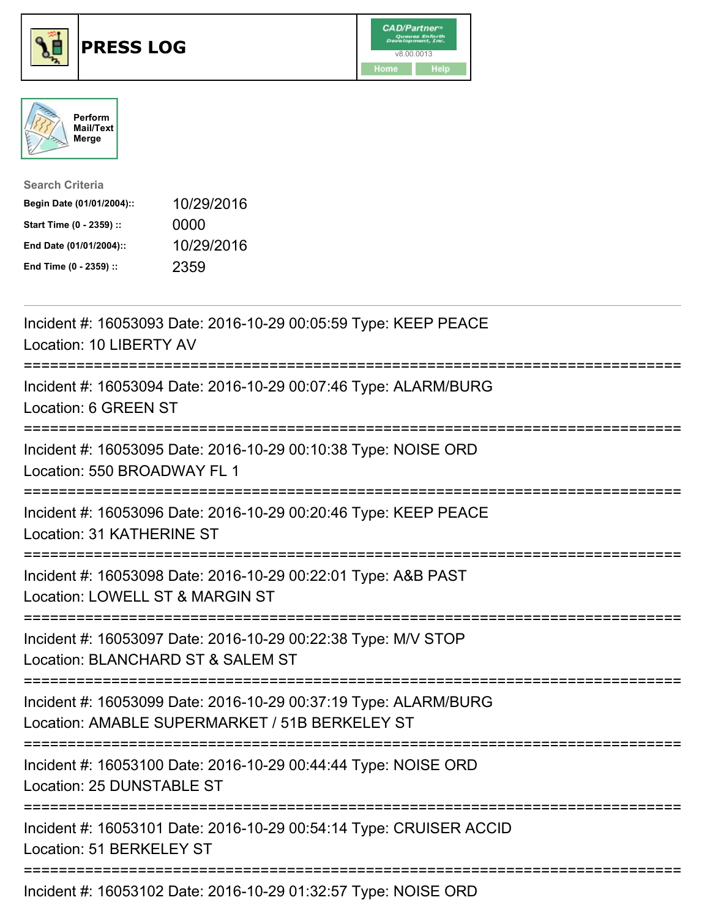# PRESS LOG

Perform Mail/Text Merge

**Search Criteria**

| | |
|---|---|
| **Begin Date (01/01/2004)::** | 10/29/2016 |
| **Start Time (0 - 2359) ::** | 0000 |
| **End Date (01/01/2004)::** | 10/29/2016 |
| **End Time (0 - 2359) ::** | 2359 |

---

Incident #: 16053093 Date: 2016-10-29 00:05:59 Type: KEEP PEACE
Location: 10 LIBERTY AV

===========================================================================

Incident #: 16053094 Date: 2016-10-29 00:07:46 Type: ALARM/BURG
Location: 6 GREEN ST

===========================================================================

Incident #: 16053095 Date: 2016-10-29 00:10:38 Type: NOISE ORD
Location: 550 BROADWAY FL 1

===========================================================================

Incident #: 16053096 Date: 2016-10-29 00:20:46 Type: KEEP PEACE
Location: 31 KATHERINE ST

===========================================================================

Incident #: 16053098 Date: 2016-10-29 00:22:01 Type: A&B PAST
Location: LOWELL ST & MARGIN ST

===========================================================================

Incident #: 16053097 Date: 2016-10-29 00:22:38 Type: M/V STOP
Location: BLANCHARD ST & SALEM ST

===========================================================================

Incident #: 16053099 Date: 2016-10-29 00:37:19 Type: ALARM/BURG
Location: AMABLE SUPERMARKET / 51B BERKELEY ST

===========================================================================

Incident #: 16053100 Date: 2016-10-29 00:44:44 Type: NOISE ORD
Location: 25 DUNSTABLE ST

===========================================================================

Incident #: 16053101 Date: 2016-10-29 00:54:14 Type: CRUISER ACCID
Location: 51 BERKELEY ST

===========================================================================

Incident #: 16053102 Date: 2016-10-29 01:32:57 Type: NOISE ORD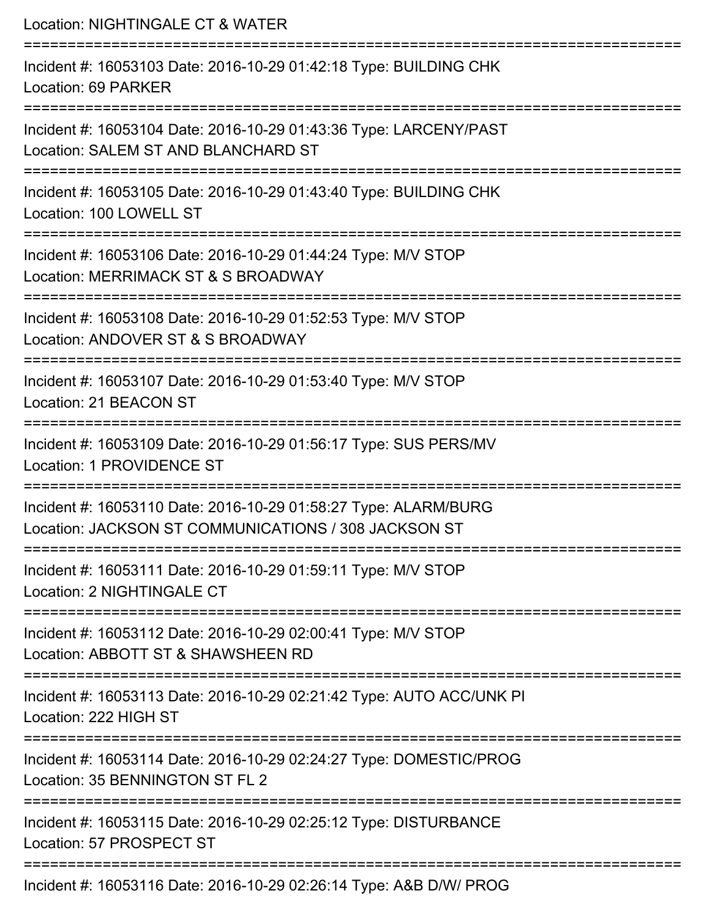Location: NIGHTINGALE CT & WATER

===========================================================================

Incident #: 16053103 Date: 2016-10-29 01:42:18 Type: BUILDING CHK
Location: 69 PARKER

===========================================================================

Incident #: 16053104 Date: 2016-10-29 01:43:36 Type: LARCENY/PAST
Location: SALEM ST AND BLANCHARD ST

===========================================================================

Incident #: 16053105 Date: 2016-10-29 01:43:40 Type: BUILDING CHK
Location: 100 LOWELL ST

===========================================================================

Incident #: 16053106 Date: 2016-10-29 01:44:24 Type: M/V STOP
Location: MERRIMACK ST & S BROADWAY

===========================================================================

Incident #: 16053108 Date: 2016-10-29 01:52:53 Type: M/V STOP
Location: ANDOVER ST & S BROADWAY

===========================================================================

Incident #: 16053107 Date: 2016-10-29 01:53:40 Type: M/V STOP
Location: 21 BEACON ST

===========================================================================

Incident #: 16053109 Date: 2016-10-29 01:56:17 Type: SUS PERS/MV
Location: 1 PROVIDENCE ST

===========================================================================

Incident #: 16053110 Date: 2016-10-29 01:58:27 Type: ALARM/BURG
Location: JACKSON ST COMMUNICATIONS / 308 JACKSON ST

===========================================================================

Incident #: 16053111 Date: 2016-10-29 01:59:11 Type: M/V STOP
Location: 2 NIGHTINGALE CT

===========================================================================

Incident #: 16053112 Date: 2016-10-29 02:00:41 Type: M/V STOP
Location: ABBOTT ST & SHAWSHEEN RD

===========================================================================

Incident #: 16053113 Date: 2016-10-29 02:21:42 Type: AUTO ACC/UNK PI
Location: 222 HIGH ST

===========================================================================

Incident #: 16053114 Date: 2016-10-29 02:24:27 Type: DOMESTIC/PROG
Location: 35 BENNINGTON ST FL 2

===========================================================================

Incident #: 16053115 Date: 2016-10-29 02:25:12 Type: DISTURBANCE
Location: 57 PROSPECT ST

===========================================================================

Incident #: 16053116 Date: 2016-10-29 02:26:14 Type: A&B D/W/ PROG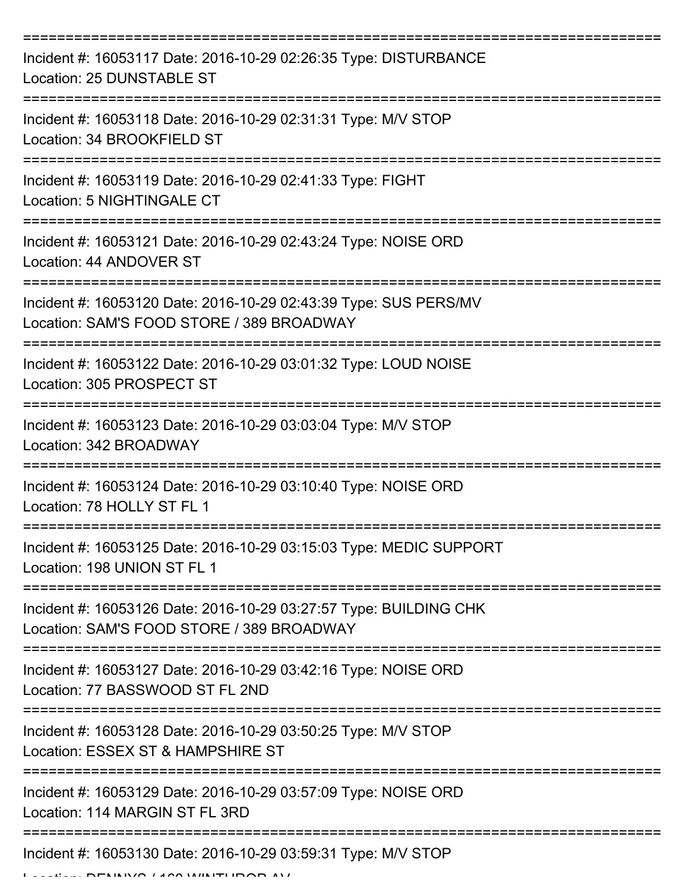===========================================================================

Incident #: 16053117 Date: 2016-10-29 02:26:35 Type: DISTURBANCE
Location: 25 DUNSTABLE ST

===========================================================================

Incident #: 16053118 Date: 2016-10-29 02:31:31 Type: M/V STOP
Location: 34 BROOKFIELD ST

===========================================================================

Incident #: 16053119 Date: 2016-10-29 02:41:33 Type: FIGHT
Location: 5 NIGHTINGALE CT

===========================================================================

Incident #: 16053121 Date: 2016-10-29 02:43:24 Type: NOISE ORD
Location: 44 ANDOVER ST

===========================================================================

Incident #: 16053120 Date: 2016-10-29 02:43:39 Type: SUS PERS/MV
Location: SAM'S FOOD STORE / 389 BROADWAY

===========================================================================

Incident #: 16053122 Date: 2016-10-29 03:01:32 Type: LOUD NOISE
Location: 305 PROSPECT ST

===========================================================================

Incident #: 16053123 Date: 2016-10-29 03:03:04 Type: M/V STOP
Location: 342 BROADWAY

===========================================================================

Incident #: 16053124 Date: 2016-10-29 03:10:40 Type: NOISE ORD
Location: 78 HOLLY ST FL 1

===========================================================================

Incident #: 16053125 Date: 2016-10-29 03:15:03 Type: MEDIC SUPPORT
Location: 198 UNION ST FL 1

===========================================================================

Incident #: 16053126 Date: 2016-10-29 03:27:57 Type: BUILDING CHK
Location: SAM'S FOOD STORE / 389 BROADWAY

===========================================================================

Incident #: 16053127 Date: 2016-10-29 03:42:16 Type: NOISE ORD
Location: 77 BASSWOOD ST FL 2ND

===========================================================================

Incident #: 16053128 Date: 2016-10-29 03:50:25 Type: M/V STOP
Location: ESSEX ST & HAMPSHIRE ST

===========================================================================

Incident #: 16053129 Date: 2016-10-29 03:57:09 Type: NOISE ORD
Location: 114 MARGIN ST FL 3RD

===========================================================================

Incident #: 16053130 Date: 2016-10-29 03:59:31 Type: M/V STOP
Location: DENNYS / 160 WINTHROP AV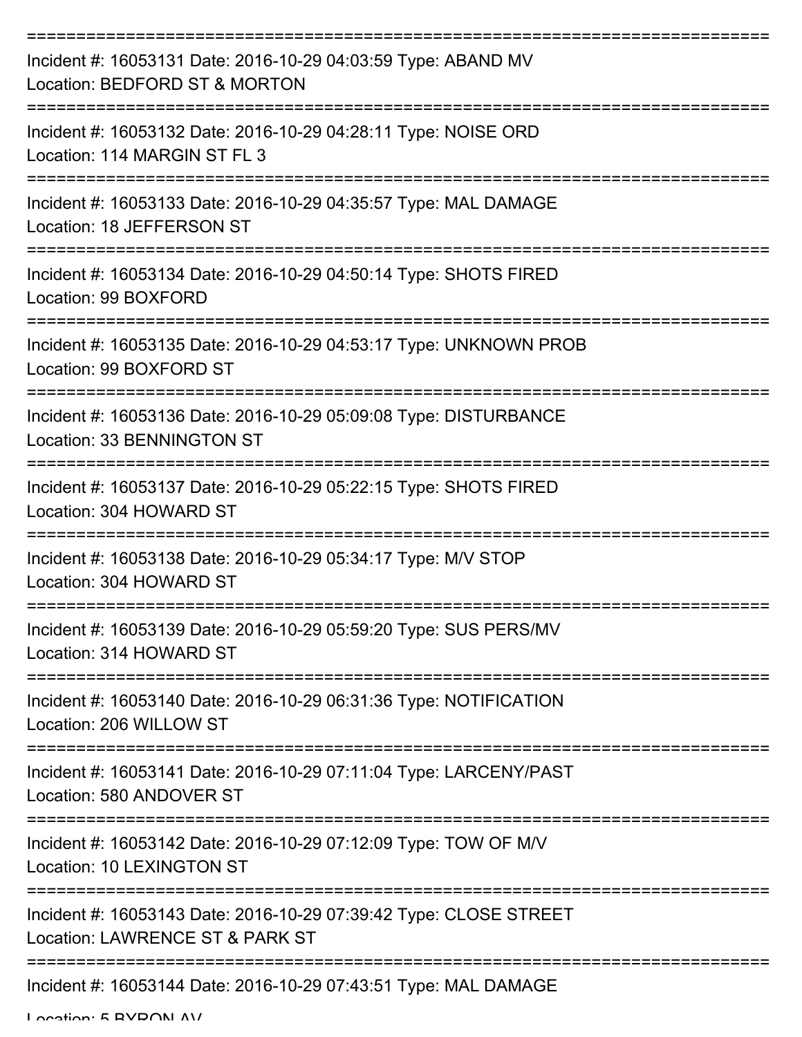===========================================================================

Incident #: 16053131 Date: 2016-10-29 04:03:59 Type: ABAND MV
Location: BEDFORD ST & MORTON

===========================================================================

Incident #: 16053132 Date: 2016-10-29 04:28:11 Type: NOISE ORD
Location: 114 MARGIN ST FL 3

===========================================================================

Incident #: 16053133 Date: 2016-10-29 04:35:57 Type: MAL DAMAGE
Location: 18 JEFFERSON ST

===========================================================================

Incident #: 16053134 Date: 2016-10-29 04:50:14 Type: SHOTS FIRED
Location: 99 BOXFORD

===========================================================================

Incident #: 16053135 Date: 2016-10-29 04:53:17 Type: UNKNOWN PROB
Location: 99 BOXFORD ST

===========================================================================

Incident #: 16053136 Date: 2016-10-29 05:09:08 Type: DISTURBANCE
Location: 33 BENNINGTON ST

===========================================================================

Incident #: 16053137 Date: 2016-10-29 05:22:15 Type: SHOTS FIRED
Location: 304 HOWARD ST

===========================================================================

Incident #: 16053138 Date: 2016-10-29 05:34:17 Type: M/V STOP
Location: 304 HOWARD ST

===========================================================================

Incident #: 16053139 Date: 2016-10-29 05:59:20 Type: SUS PERS/MV
Location: 314 HOWARD ST

===========================================================================

Incident #: 16053140 Date: 2016-10-29 06:31:36 Type: NOTIFICATION
Location: 206 WILLOW ST

===========================================================================

Incident #: 16053141 Date: 2016-10-29 07:11:04 Type: LARCENY/PAST
Location: 580 ANDOVER ST

===========================================================================

Incident #: 16053142 Date: 2016-10-29 07:12:09 Type: TOW OF M/V
Location: 10 LEXINGTON ST

===========================================================================

Incident #: 16053143 Date: 2016-10-29 07:39:42 Type: CLOSE STREET
Location: LAWRENCE ST & PARK ST

===========================================================================

Incident #: 16053144 Date: 2016-10-29 07:43:51 Type: MAL DAMAGE
Location: 5 BYRON AV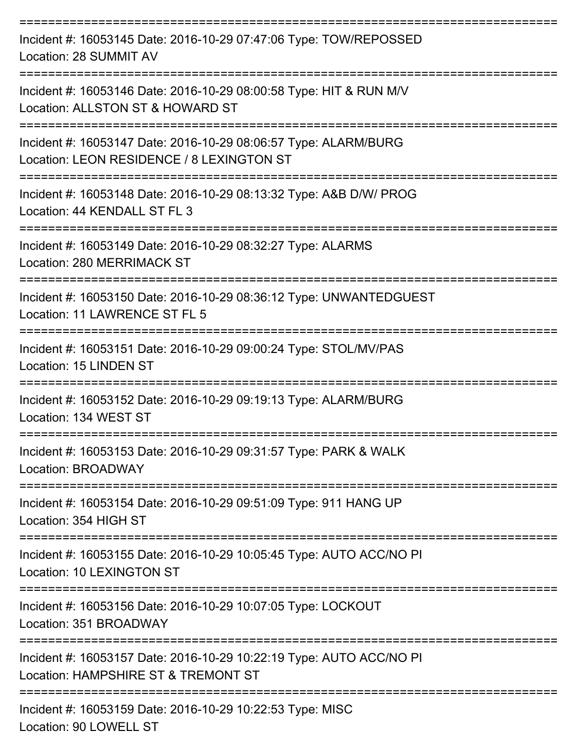===========================================================================

Incident #: 16053145 Date: 2016-10-29 07:47:06 Type: TOW/REPOSSED
Location: 28 SUMMIT AV

===========================================================================

Incident #: 16053146 Date: 2016-10-29 08:00:58 Type: HIT & RUN M/V
Location: ALLSTON ST & HOWARD ST

===========================================================================

Incident #: 16053147 Date: 2016-10-29 08:06:57 Type: ALARM/BURG
Location: LEON RESIDENCE / 8 LEXINGTON ST

===========================================================================

Incident #: 16053148 Date: 2016-10-29 08:13:32 Type: A&B D/W/ PROG
Location: 44 KENDALL ST FL 3

===========================================================================

Incident #: 16053149 Date: 2016-10-29 08:32:27 Type: ALARMS
Location: 280 MERRIMACK ST

===========================================================================

Incident #: 16053150 Date: 2016-10-29 08:36:12 Type: UNWANTEDGUEST
Location: 11 LAWRENCE ST FL 5

===========================================================================

Incident #: 16053151 Date: 2016-10-29 09:00:24 Type: STOL/MV/PAS
Location: 15 LINDEN ST

===========================================================================

Incident #: 16053152 Date: 2016-10-29 09:19:13 Type: ALARM/BURG
Location: 134 WEST ST

===========================================================================

Incident #: 16053153 Date: 2016-10-29 09:31:57 Type: PARK & WALK
Location: BROADWAY

===========================================================================

Incident #: 16053154 Date: 2016-10-29 09:51:09 Type: 911 HANG UP
Location: 354 HIGH ST

===========================================================================

Incident #: 16053155 Date: 2016-10-29 10:05:45 Type: AUTO ACC/NO PI
Location: 10 LEXINGTON ST

===========================================================================

Incident #: 16053156 Date: 2016-10-29 10:07:05 Type: LOCKOUT
Location: 351 BROADWAY

===========================================================================

Incident #: 16053157 Date: 2016-10-29 10:22:19 Type: AUTO ACC/NO PI
Location: HAMPSHIRE ST & TREMONT ST

===========================================================================

Incident #: 16053159 Date: 2016-10-29 10:22:53 Type: MISC
Location: 90 LOWELL ST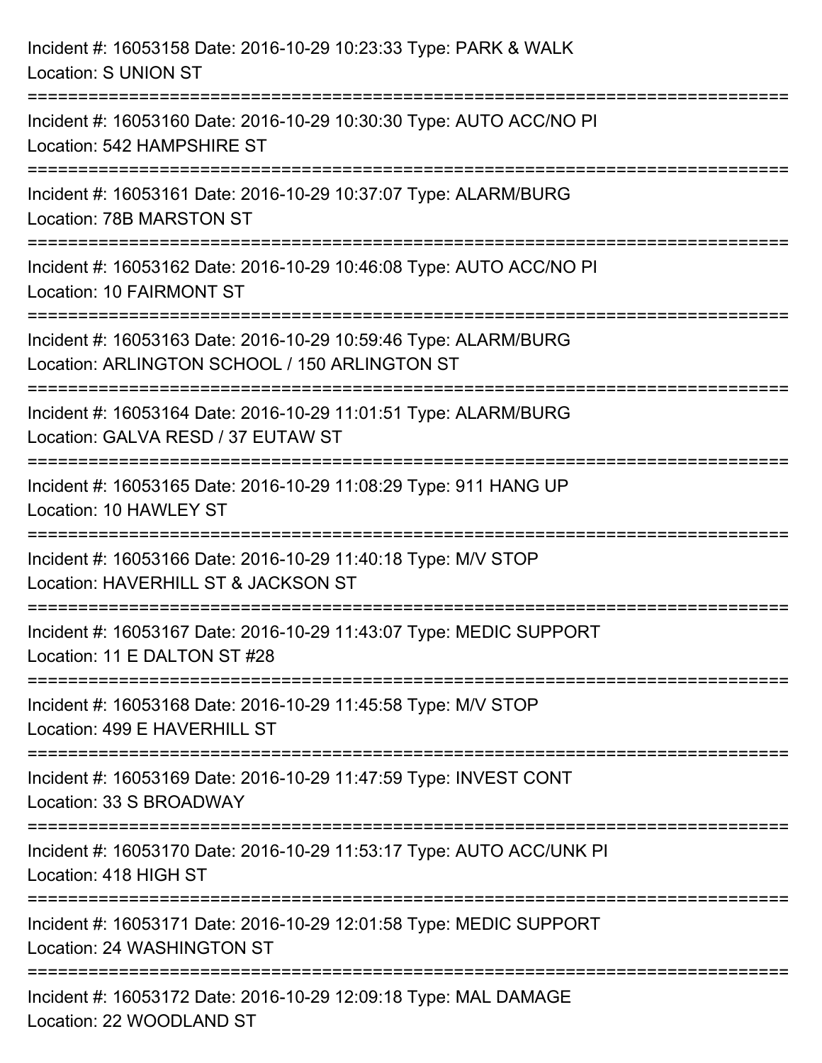Incident #: 16053158 Date: 2016-10-29 10:23:33 Type: PARK & WALK
Location: S UNION ST

===========================================================================

Incident #: 16053160 Date: 2016-10-29 10:30:30 Type: AUTO ACC/NO PI
Location: 542 HAMPSHIRE ST

===========================================================================

Incident #: 16053161 Date: 2016-10-29 10:37:07 Type: ALARM/BURG
Location: 78B MARSTON ST

===========================================================================

Incident #: 16053162 Date: 2016-10-29 10:46:08 Type: AUTO ACC/NO PI
Location: 10 FAIRMONT ST

===========================================================================

Incident #: 16053163 Date: 2016-10-29 10:59:46 Type: ALARM/BURG
Location: ARLINGTON SCHOOL / 150 ARLINGTON ST

===========================================================================

Incident #: 16053164 Date: 2016-10-29 11:01:51 Type: ALARM/BURG
Location: GALVA RESD / 37 EUTAW ST

===========================================================================

Incident #: 16053165 Date: 2016-10-29 11:08:29 Type: 911 HANG UP
Location: 10 HAWLEY ST

===========================================================================

Incident #: 16053166 Date: 2016-10-29 11:40:18 Type: M/V STOP
Location: HAVERHILL ST & JACKSON ST

===========================================================================

Incident #: 16053167 Date: 2016-10-29 11:43:07 Type: MEDIC SUPPORT
Location: 11 E DALTON ST #28

===========================================================================

Incident #: 16053168 Date: 2016-10-29 11:45:58 Type: M/V STOP
Location: 499 E HAVERHILL ST

===========================================================================

Incident #: 16053169 Date: 2016-10-29 11:47:59 Type: INVEST CONT
Location: 33 S BROADWAY

===========================================================================

Incident #: 16053170 Date: 2016-10-29 11:53:17 Type: AUTO ACC/UNK PI
Location: 418 HIGH ST

===========================================================================

Incident #: 16053171 Date: 2016-10-29 12:01:58 Type: MEDIC SUPPORT
Location: 24 WASHINGTON ST

===========================================================================

Incident #: 16053172 Date: 2016-10-29 12:09:18 Type: MAL DAMAGE
Location: 22 WOODLAND ST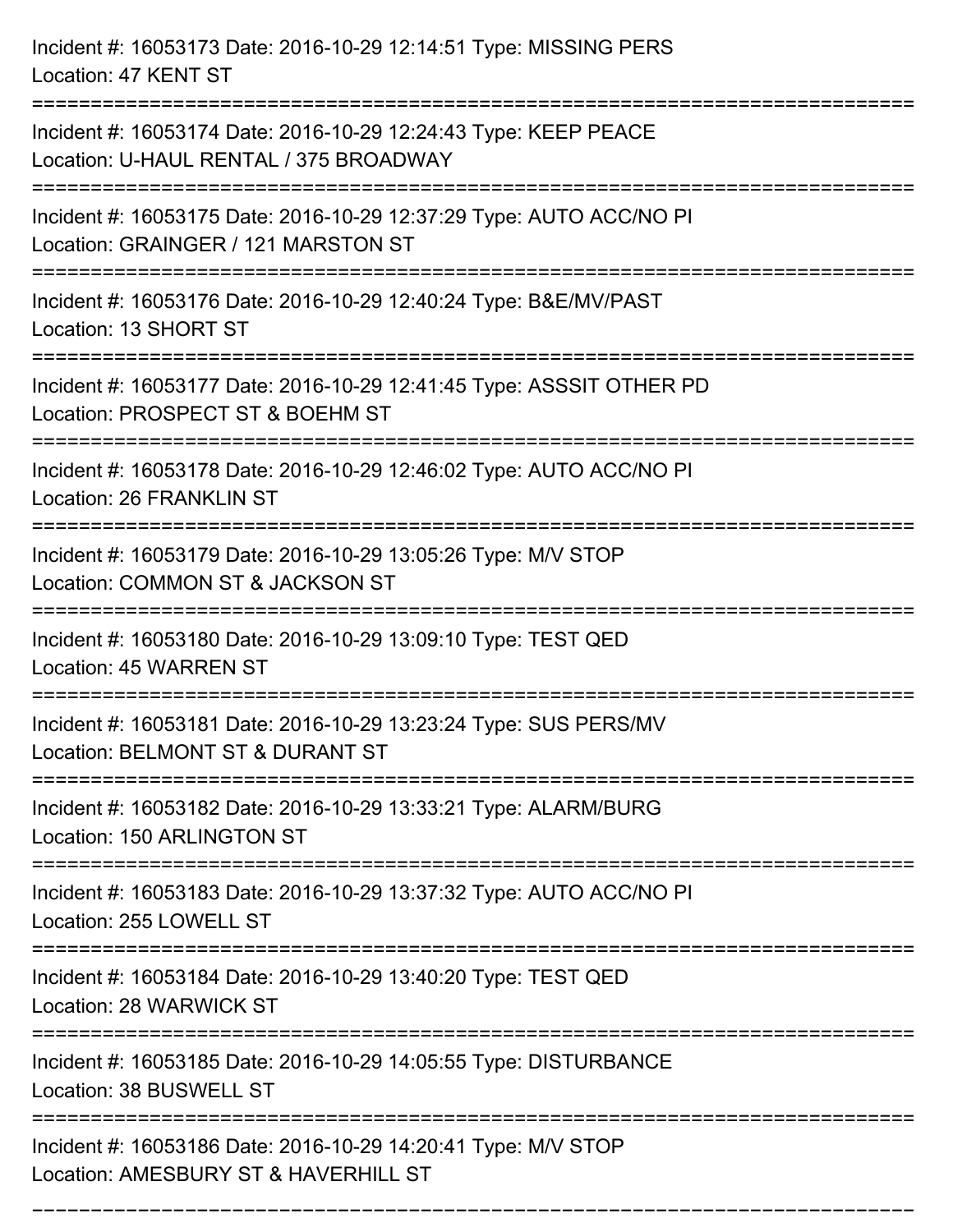Incident #: 16053173 Date: 2016-10-29 12:14:51 Type: MISSING PERS
Location: 47 KENT ST

===========================================================================

Incident #: 16053174 Date: 2016-10-29 12:24:43 Type: KEEP PEACE
Location: U-HAUL RENTAL / 375 BROADWAY

===========================================================================

Incident #: 16053175 Date: 2016-10-29 12:37:29 Type: AUTO ACC/NO PI
Location: GRAINGER / 121 MARSTON ST

===========================================================================

Incident #: 16053176 Date: 2016-10-29 12:40:24 Type: B&E/MV/PAST
Location: 13 SHORT ST

===========================================================================

Incident #: 16053177 Date: 2016-10-29 12:41:45 Type: ASSSIT OTHER PD
Location: PROSPECT ST & BOEHM ST

===========================================================================

Incident #: 16053178 Date: 2016-10-29 12:46:02 Type: AUTO ACC/NO PI
Location: 26 FRANKLIN ST

===========================================================================

Incident #: 16053179 Date: 2016-10-29 13:05:26 Type: M/V STOP
Location: COMMON ST & JACKSON ST

===========================================================================

Incident #: 16053180 Date: 2016-10-29 13:09:10 Type: TEST QED
Location: 45 WARREN ST

===========================================================================

Incident #: 16053181 Date: 2016-10-29 13:23:24 Type: SUS PERS/MV
Location: BELMONT ST & DURANT ST

===========================================================================

Incident #: 16053182 Date: 2016-10-29 13:33:21 Type: ALARM/BURG
Location: 150 ARLINGTON ST

===========================================================================

Incident #: 16053183 Date: 2016-10-29 13:37:32 Type: AUTO ACC/NO PI
Location: 255 LOWELL ST

===========================================================================

Incident #: 16053184 Date: 2016-10-29 13:40:20 Type: TEST QED
Location: 28 WARWICK ST

===========================================================================

Incident #: 16053185 Date: 2016-10-29 14:05:55 Type: DISTURBANCE
Location: 38 BUSWELL ST

===========================================================================

Incident #: 16053186 Date: 2016-10-29 14:20:41 Type: M/V STOP
Location: AMESBURY ST & HAVERHILL ST

===========================================================================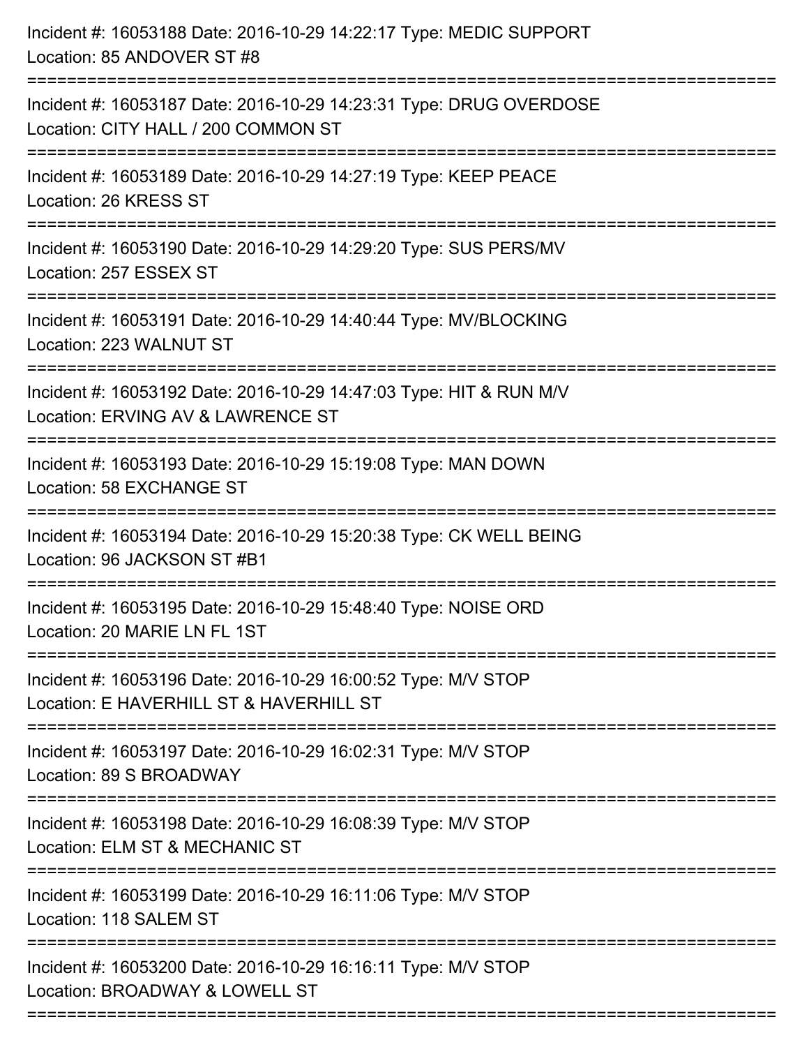Incident #: 16053188 Date: 2016-10-29 14:22:17 Type: MEDIC SUPPORT
Location: 85 ANDOVER ST #8

===========================================================================

Incident #: 16053187 Date: 2016-10-29 14:23:31 Type: DRUG OVERDOSE
Location: CITY HALL / 200 COMMON ST

===========================================================================

Incident #: 16053189 Date: 2016-10-29 14:27:19 Type: KEEP PEACE
Location: 26 KRESS ST

===========================================================================

Incident #: 16053190 Date: 2016-10-29 14:29:20 Type: SUS PERS/MV
Location: 257 ESSEX ST

===========================================================================

Incident #: 16053191 Date: 2016-10-29 14:40:44 Type: MV/BLOCKING
Location: 223 WALNUT ST

===========================================================================

Incident #: 16053192 Date: 2016-10-29 14:47:03 Type: HIT & RUN M/V
Location: ERVING AV & LAWRENCE ST

===========================================================================

Incident #: 16053193 Date: 2016-10-29 15:19:08 Type: MAN DOWN
Location: 58 EXCHANGE ST

===========================================================================

Incident #: 16053194 Date: 2016-10-29 15:20:38 Type: CK WELL BEING
Location: 96 JACKSON ST #B1

===========================================================================

Incident #: 16053195 Date: 2016-10-29 15:48:40 Type: NOISE ORD
Location: 20 MARIE LN FL 1ST

===========================================================================

Incident #: 16053196 Date: 2016-10-29 16:00:52 Type: M/V STOP
Location: E HAVERHILL ST & HAVERHILL ST

===========================================================================

Incident #: 16053197 Date: 2016-10-29 16:02:31 Type: M/V STOP
Location: 89 S BROADWAY

===========================================================================

Incident #: 16053198 Date: 2016-10-29 16:08:39 Type: M/V STOP
Location: ELM ST & MECHANIC ST

===========================================================================

Incident #: 16053199 Date: 2016-10-29 16:11:06 Type: M/V STOP
Location: 118 SALEM ST

===========================================================================

Incident #: 16053200 Date: 2016-10-29 16:16:11 Type: M/V STOP
Location: BROADWAY & LOWELL ST

===========================================================================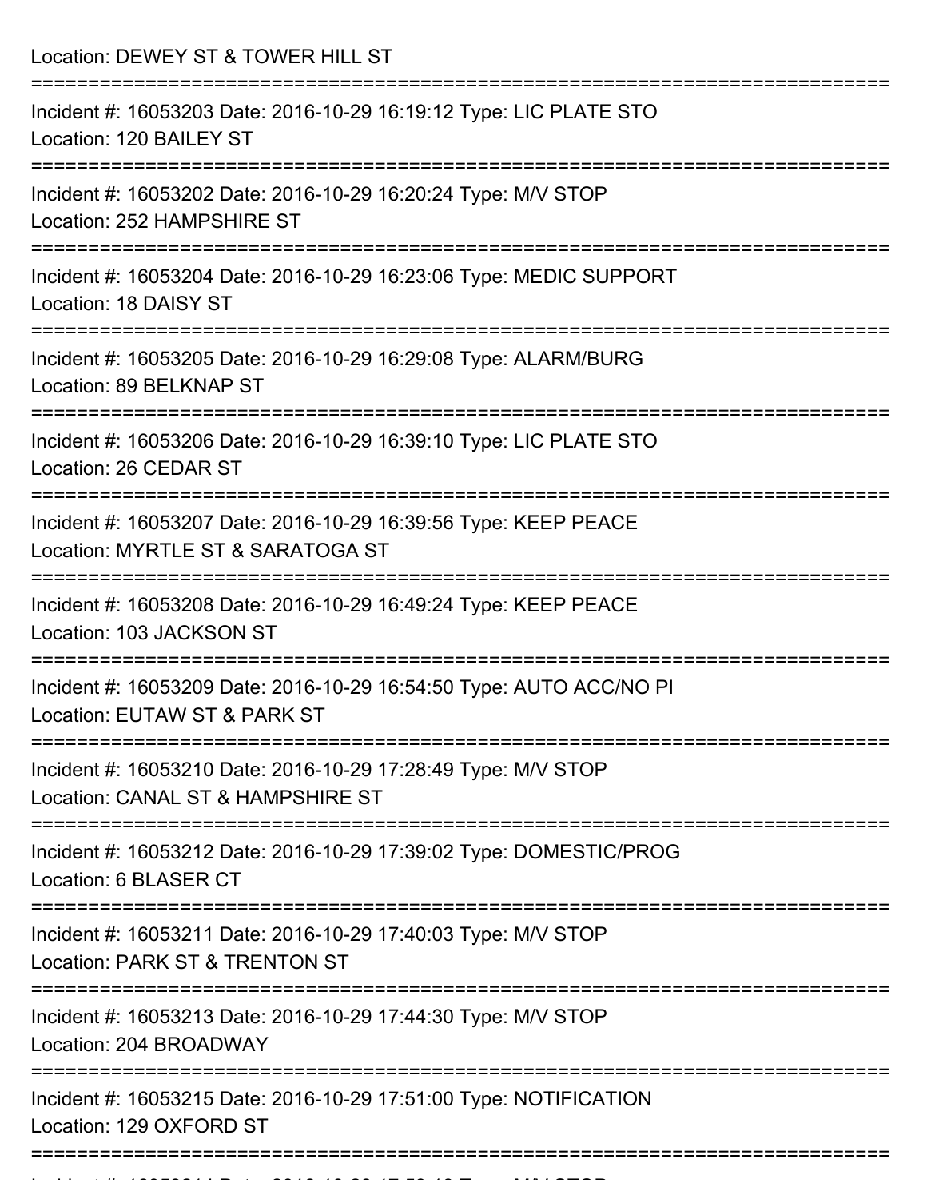Location: DEWEY ST & TOWER HILL ST

===========================================================================

Incident #: 16053203 Date: 2016-10-29 16:19:12 Type: LIC PLATE STO
Location: 120 BAILEY ST

===========================================================================

Incident #: 16053202 Date: 2016-10-29 16:20:24 Type: M/V STOP
Location: 252 HAMPSHIRE ST

===========================================================================

Incident #: 16053204 Date: 2016-10-29 16:23:06 Type: MEDIC SUPPORT
Location: 18 DAISY ST

===========================================================================

Incident #: 16053205 Date: 2016-10-29 16:29:08 Type: ALARM/BURG
Location: 89 BELKNAP ST

===========================================================================

Incident #: 16053206 Date: 2016-10-29 16:39:10 Type: LIC PLATE STO
Location: 26 CEDAR ST

===========================================================================

Incident #: 16053207 Date: 2016-10-29 16:39:56 Type: KEEP PEACE
Location: MYRTLE ST & SARATOGA ST

===========================================================================

Incident #: 16053208 Date: 2016-10-29 16:49:24 Type: KEEP PEACE
Location: 103 JACKSON ST

===========================================================================

Incident #: 16053209 Date: 2016-10-29 16:54:50 Type: AUTO ACC/NO PI
Location: EUTAW ST & PARK ST

===========================================================================

Incident #: 16053210 Date: 2016-10-29 17:28:49 Type: M/V STOP
Location: CANAL ST & HAMPSHIRE ST

===========================================================================

Incident #: 16053212 Date: 2016-10-29 17:39:02 Type: DOMESTIC/PROG
Location: 6 BLASER CT

===========================================================================

Incident #: 16053211 Date: 2016-10-29 17:40:03 Type: M/V STOP
Location: PARK ST & TRENTON ST

===========================================================================

Incident #: 16053213 Date: 2016-10-29 17:44:30 Type: M/V STOP
Location: 204 BROADWAY

===========================================================================

Incident #: 16053215 Date: 2016-10-29 17:51:00 Type: NOTIFICATION
Location: 129 OXFORD ST

===========================================================================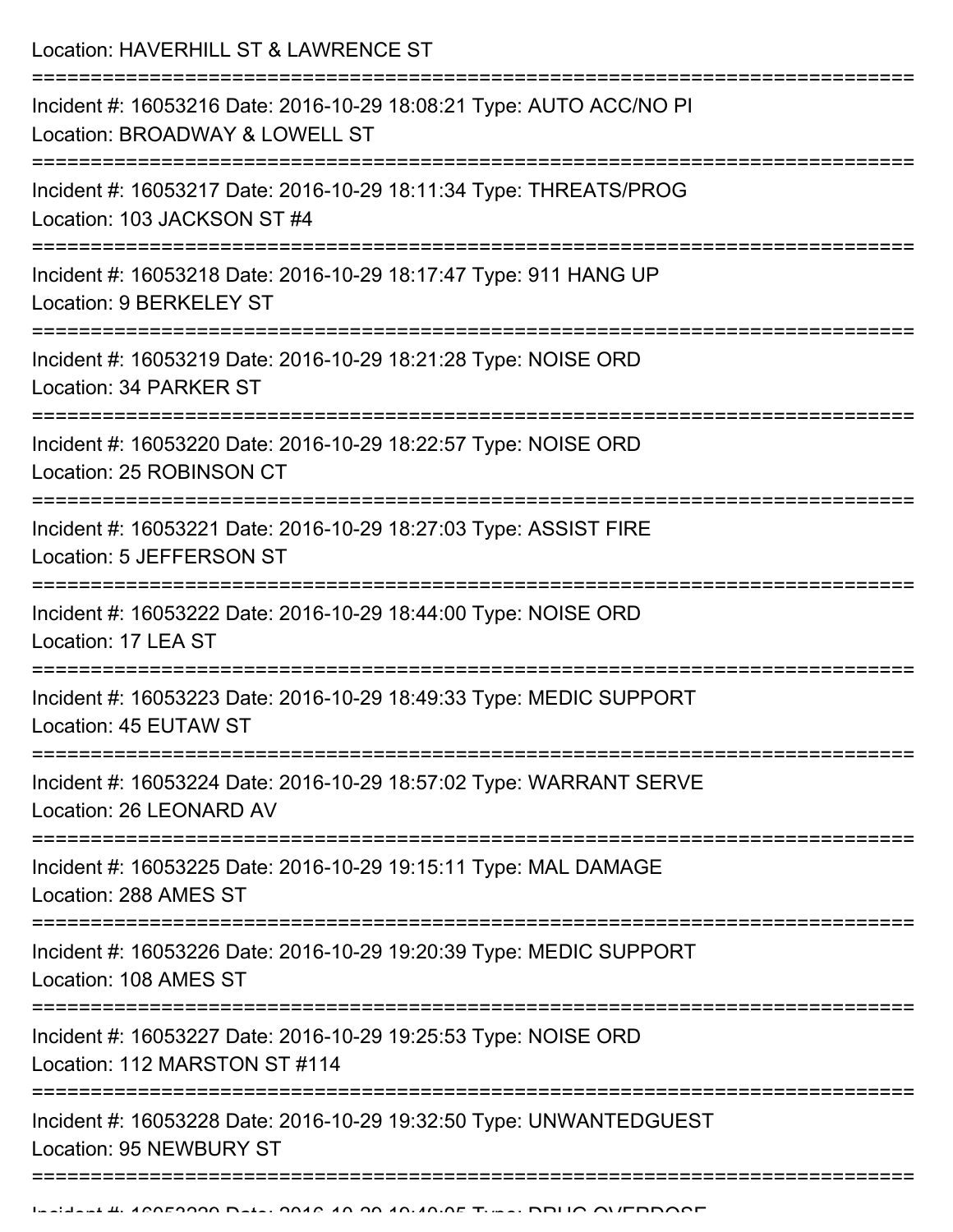Location: HAVERHILL ST & LAWRENCE ST

===========================================================================

Incident #: 16053216 Date: 2016-10-29 18:08:21 Type: AUTO ACC/NO PI
Location: BROADWAY & LOWELL ST

===========================================================================

Incident #: 16053217 Date: 2016-10-29 18:11:34 Type: THREATS/PROG
Location: 103 JACKSON ST #4

===========================================================================

Incident #: 16053218 Date: 2016-10-29 18:17:47 Type: 911 HANG UP
Location: 9 BERKELEY ST

===========================================================================

Incident #: 16053219 Date: 2016-10-29 18:21:28 Type: NOISE ORD
Location: 34 PARKER ST

===========================================================================

Incident #: 16053220 Date: 2016-10-29 18:22:57 Type: NOISE ORD
Location: 25 ROBINSON CT

===========================================================================

Incident #: 16053221 Date: 2016-10-29 18:27:03 Type: ASSIST FIRE
Location: 5 JEFFERSON ST

===========================================================================

Incident #: 16053222 Date: 2016-10-29 18:44:00 Type: NOISE ORD
Location: 17 LEA ST

===========================================================================

Incident #: 16053223 Date: 2016-10-29 18:49:33 Type: MEDIC SUPPORT
Location: 45 EUTAW ST

===========================================================================

Incident #: 16053224 Date: 2016-10-29 18:57:02 Type: WARRANT SERVE
Location: 26 LEONARD AV

===========================================================================

Incident #: 16053225 Date: 2016-10-29 19:15:11 Type: MAL DAMAGE
Location: 288 AMES ST

===========================================================================

Incident #: 16053226 Date: 2016-10-29 19:20:39 Type: MEDIC SUPPORT
Location: 108 AMES ST

===========================================================================

Incident #: 16053227 Date: 2016-10-29 19:25:53 Type: NOISE ORD
Location: 112 MARSTON ST #114

===========================================================================

Incident #: 16053228 Date: 2016-10-29 19:32:50 Type: UNWANTEDGUEST
Location: 95 NEWBURY ST

===========================================================================

Incident #: 16053229 Date: 2016-10-29 19:40:05 Type: DRUG OVERDOSE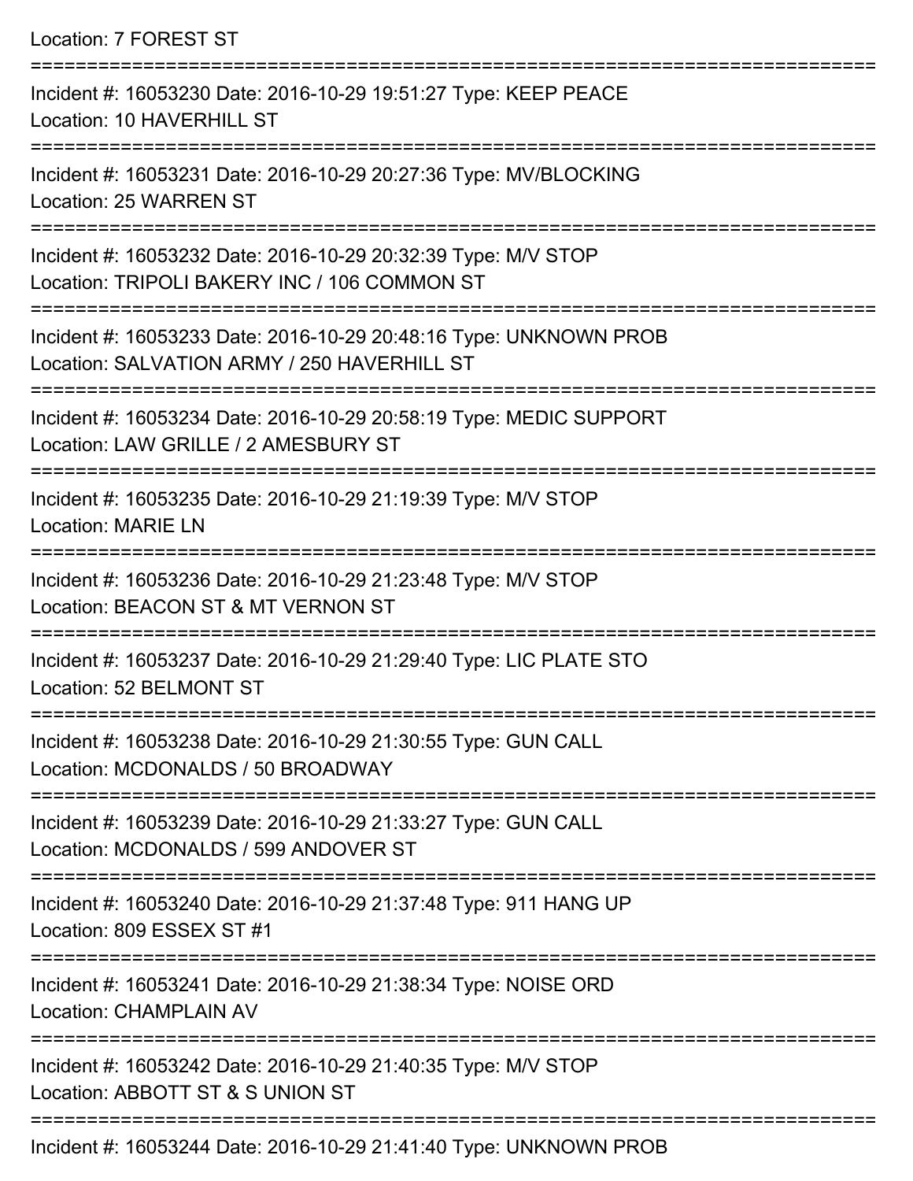Location: 7 FOREST ST

===========================================================================

Incident #: 16053230 Date: 2016-10-29 19:51:27 Type: KEEP PEACE
Location: 10 HAVERHILL ST

===========================================================================

Incident #: 16053231 Date: 2016-10-29 20:27:36 Type: MV/BLOCKING
Location: 25 WARREN ST

===========================================================================

Incident #: 16053232 Date: 2016-10-29 20:32:39 Type: M/V STOP
Location: TRIPOLI BAKERY INC / 106 COMMON ST

===========================================================================

Incident #: 16053233 Date: 2016-10-29 20:48:16 Type: UNKNOWN PROB
Location: SALVATION ARMY / 250 HAVERHILL ST

===========================================================================

Incident #: 16053234 Date: 2016-10-29 20:58:19 Type: MEDIC SUPPORT
Location: LAW GRILLE / 2 AMESBURY ST

===========================================================================

Incident #: 16053235 Date: 2016-10-29 21:19:39 Type: M/V STOP
Location: MARIE LN

===========================================================================

Incident #: 16053236 Date: 2016-10-29 21:23:48 Type: M/V STOP
Location: BEACON ST & MT VERNON ST

===========================================================================

Incident #: 16053237 Date: 2016-10-29 21:29:40 Type: LIC PLATE STO
Location: 52 BELMONT ST

===========================================================================

Incident #: 16053238 Date: 2016-10-29 21:30:55 Type: GUN CALL
Location: MCDONALDS / 50 BROADWAY

===========================================================================

Incident #: 16053239 Date: 2016-10-29 21:33:27 Type: GUN CALL
Location: MCDONALDS / 599 ANDOVER ST

===========================================================================

Incident #: 16053240 Date: 2016-10-29 21:37:48 Type: 911 HANG UP
Location: 809 ESSEX ST #1

===========================================================================

Incident #: 16053241 Date: 2016-10-29 21:38:34 Type: NOISE ORD
Location: CHAMPLAIN AV

===========================================================================

Incident #: 16053242 Date: 2016-10-29 21:40:35 Type: M/V STOP
Location: ABBOTT ST & S UNION ST

===========================================================================

Incident #: 16053244 Date: 2016-10-29 21:41:40 Type: UNKNOWN PROB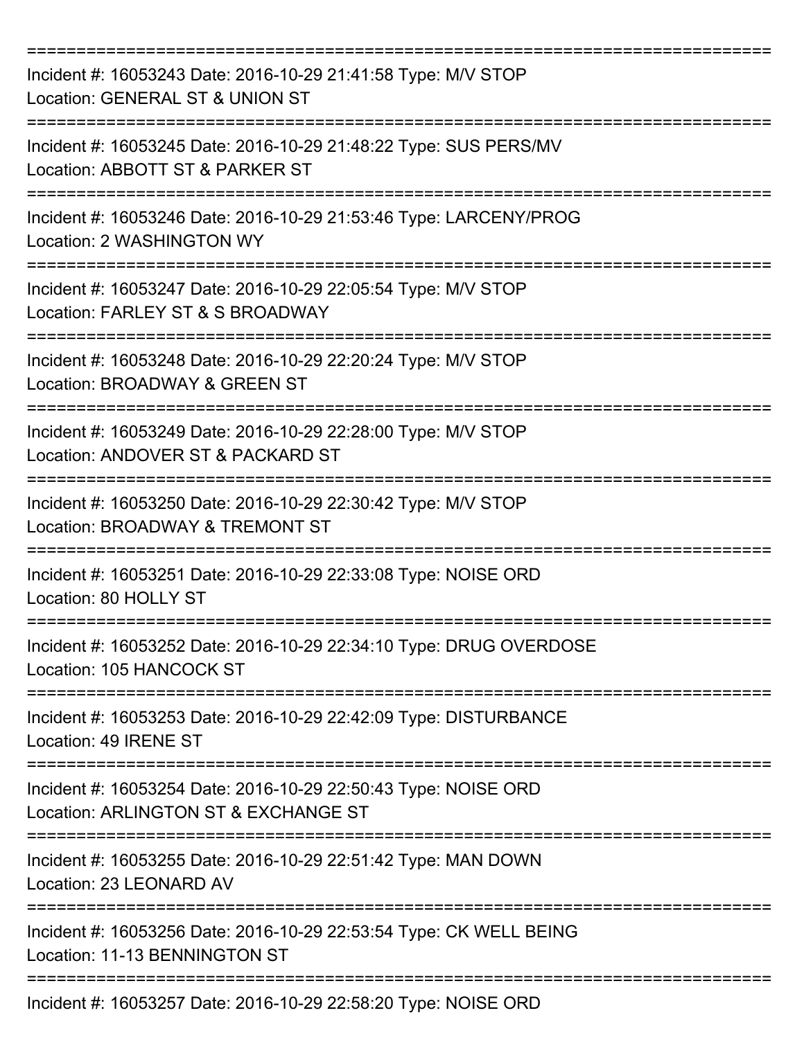===========================================================================

Incident #: 16053243 Date: 2016-10-29 21:41:58 Type: M/V STOP
Location: GENERAL ST & UNION ST

===========================================================================

Incident #: 16053245 Date: 2016-10-29 21:48:22 Type: SUS PERS/MV
Location: ABBOTT ST & PARKER ST

===========================================================================

Incident #: 16053246 Date: 2016-10-29 21:53:46 Type: LARCENY/PROG
Location: 2 WASHINGTON WY

===========================================================================

Incident #: 16053247 Date: 2016-10-29 22:05:54 Type: M/V STOP
Location: FARLEY ST & S BROADWAY

===========================================================================

Incident #: 16053248 Date: 2016-10-29 22:20:24 Type: M/V STOP
Location: BROADWAY & GREEN ST

===========================================================================

Incident #: 16053249 Date: 2016-10-29 22:28:00 Type: M/V STOP
Location: ANDOVER ST & PACKARD ST

===========================================================================

Incident #: 16053250 Date: 2016-10-29 22:30:42 Type: M/V STOP
Location: BROADWAY & TREMONT ST

===========================================================================

Incident #: 16053251 Date: 2016-10-29 22:33:08 Type: NOISE ORD
Location: 80 HOLLY ST

===========================================================================

Incident #: 16053252 Date: 2016-10-29 22:34:10 Type: DRUG OVERDOSE
Location: 105 HANCOCK ST

===========================================================================

Incident #: 16053253 Date: 2016-10-29 22:42:09 Type: DISTURBANCE
Location: 49 IRENE ST

===========================================================================

Incident #: 16053254 Date: 2016-10-29 22:50:43 Type: NOISE ORD
Location: ARLINGTON ST & EXCHANGE ST

===========================================================================

Incident #: 16053255 Date: 2016-10-29 22:51:42 Type: MAN DOWN
Location: 23 LEONARD AV

===========================================================================

Incident #: 16053256 Date: 2016-10-29 22:53:54 Type: CK WELL BEING
Location: 11-13 BENNINGTON ST

===========================================================================

Incident #: 16053257 Date: 2016-10-29 22:58:20 Type: NOISE ORD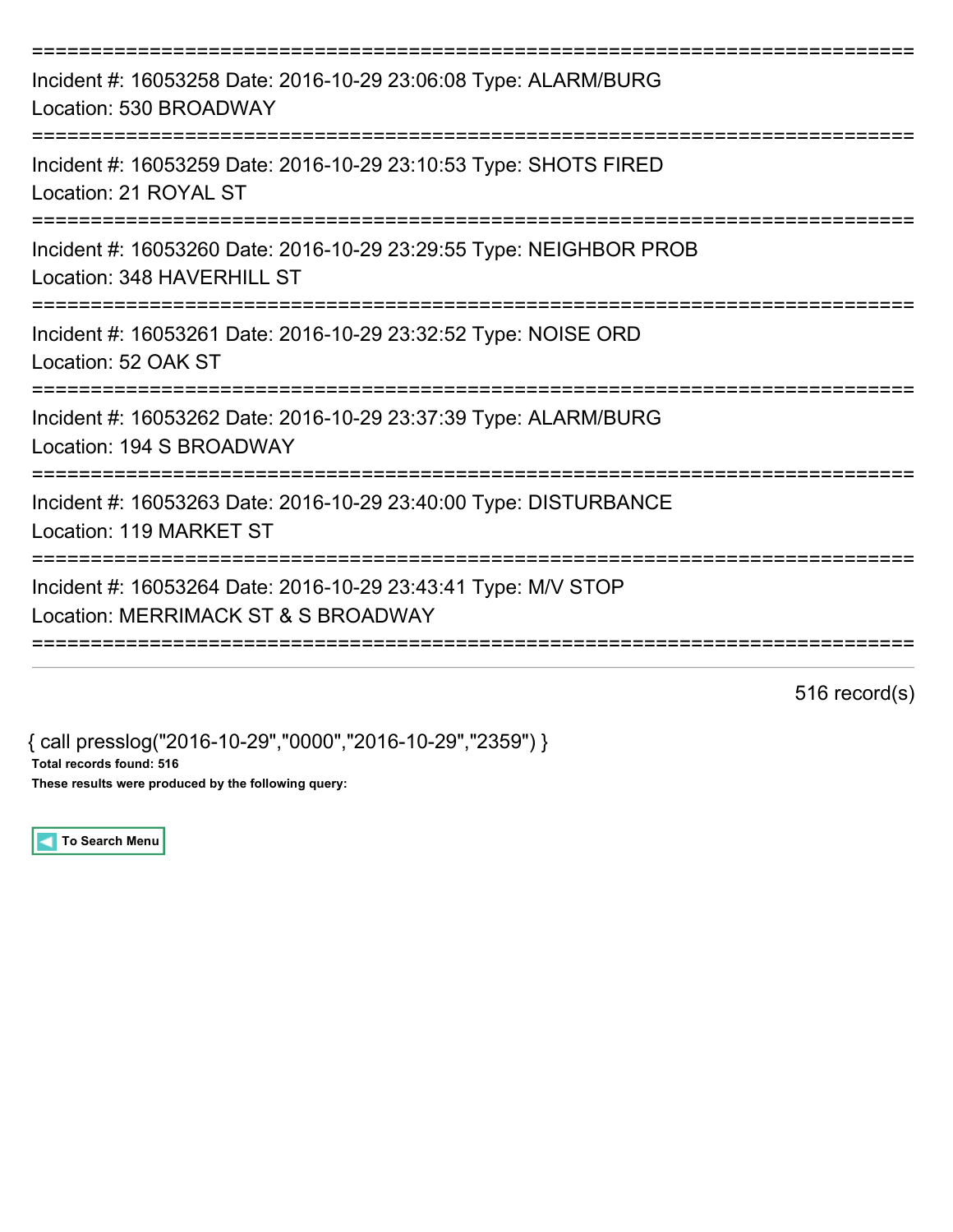===========================================================================

Incident #: 16053258 Date: 2016-10-29 23:06:08 Type: ALARM/BURG
Location: 530 BROADWAY

===========================================================================

Incident #: 16053259 Date: 2016-10-29 23:10:53 Type: SHOTS FIRED
Location: 21 ROYAL ST

===========================================================================

Incident #: 16053260 Date: 2016-10-29 23:29:55 Type: NEIGHBOR PROB
Location: 348 HAVERHILL ST

===========================================================================

Incident #: 16053261 Date: 2016-10-29 23:32:52 Type: NOISE ORD
Location: 52 OAK ST

===========================================================================

Incident #: 16053262 Date: 2016-10-29 23:37:39 Type: ALARM/BURG
Location: 194 S BROADWAY

===========================================================================

Incident #: 16053263 Date: 2016-10-29 23:40:00 Type: DISTURBANCE
Location: 119 MARKET ST

===========================================================================

Incident #: 16053264 Date: 2016-10-29 23:43:41 Type: M/V STOP
Location: MERRIMACK ST & S BROADWAY

===========================================================================

516 record(s)

{ call presslog("2016-10-29","0000","2016-10-29","2359") }

**Total records found: 516**

**These results were produced by the following query:**

To Search Menu